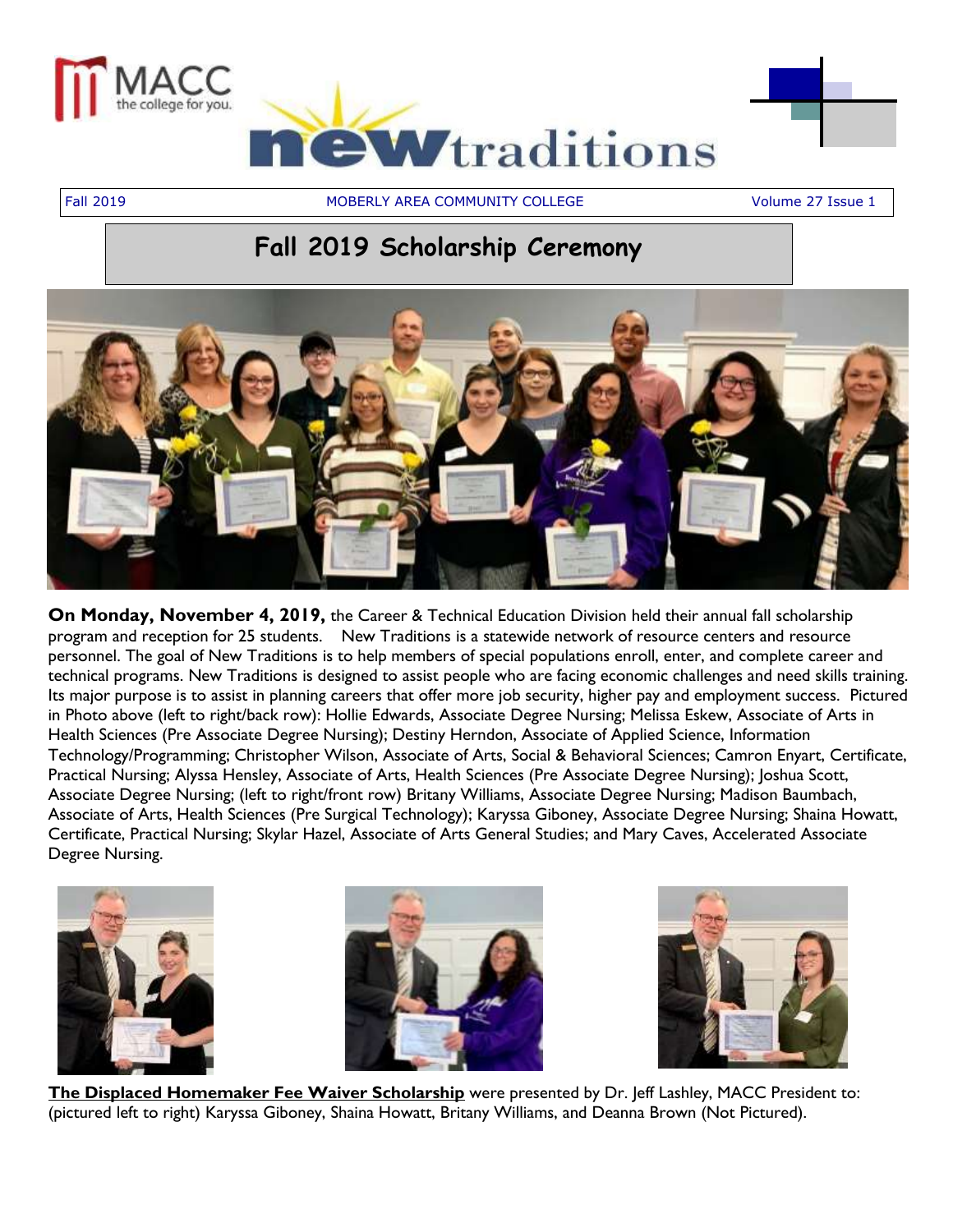# MACC the college for you. new traditions

Fall 2019 MOBERLY AREA COMMUNITY COLLEGE Volume 27 Issue 1

## Fall 2019 Scholarship Ceremony

**On Monday, November 4, 2019,** the Career & Technical Education Division held their annual fall scholarship program and reception for 25 students. New Traditions is a statewide network of resource centers and resource personnel. The goal of New Traditions is to help members of special populations enroll, enter, and complete career and technical programs. New Traditions is designed to assist people who are facing economic challenges and need skills training. Its major purpose is to assist in planning careers that offer more job security, higher pay and employment success. Pictured in Photo above (left to right/back row): Hollie Edwards, Associate Degree Nursing; Melissa Eskew, Associate of Arts in Health Sciences (Pre Associate Degree Nursing); Destiny Herndon, Associate of Applied Science, Information Technology/Programming; Christopher Wilson, Associate of Arts, Social & Behavioral Sciences; Camron Enyart, Certificate, Practical Nursing; Alyssa Hensley, Associate of Arts, Health Sciences (Pre Associate Degree Nursing); Joshua Scott, Associate Degree Nursing; (left to right/front row) Britany Williams, Associate Degree Nursing; Madison Baumbach, Associate of Arts, Health Sciences (Pre Surgical Technology); Karyssa Giboney, Associate Degree Nursing; Shaina Howatt, Certificate, Practical Nursing; Skylar Hazel, Associate of Arts General Studies; and Mary Caves, Accelerated Associate Degree Nursing.

**The Displaced Homemaker Fee Waiver Scholarship** were presented by Dr. Jeff Lashley, MACC President to: (pictured left to right) Karyssa Giboney, Shaina Howatt, Britany Williams, and Deanna Brown (Not Pictured).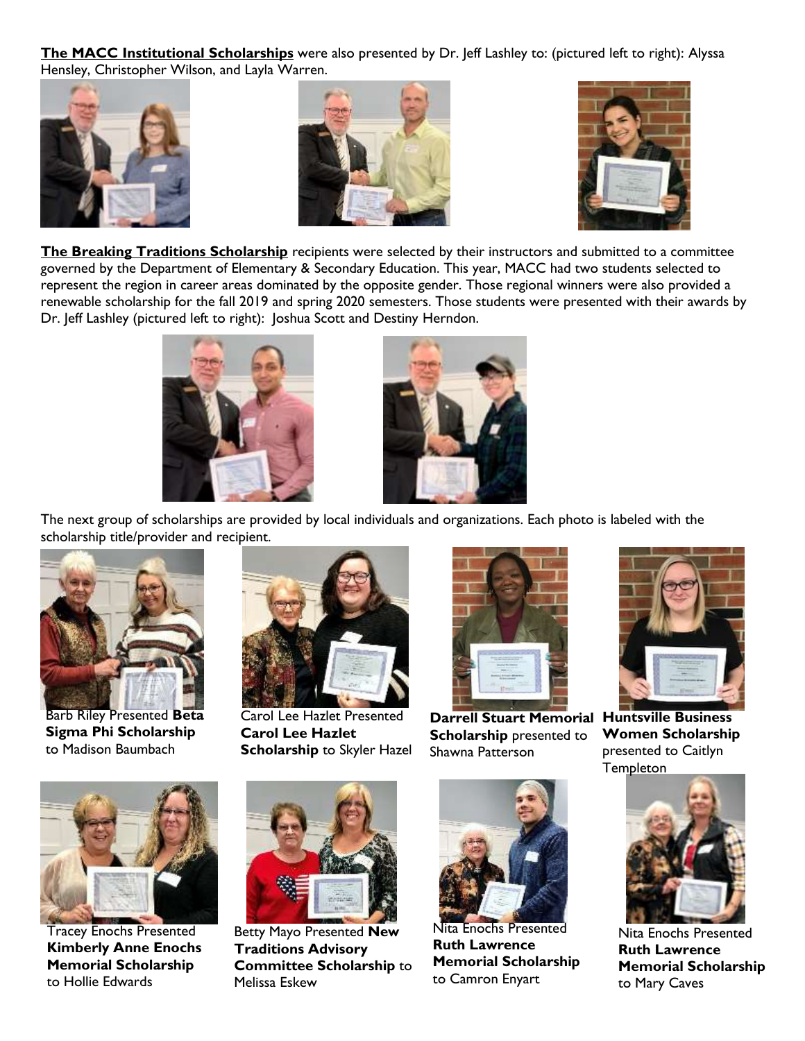**The MACC Institutional Scholarships** were also presented by Dr. Jeff Lashley to: (pictured left to right): Alyssa Hensley, Christopher Wilson, and Layla Warren.

**The Breaking Traditions Scholarship** recipients were selected by their instructors and submitted to a committee governed by the Department of Elementary & Secondary Education. This year, MACC had two students selected to represent the region in career areas dominated by the opposite gender. Those regional winners were also provided a renewable scholarship for the fall 2019 and spring 2020 semesters. Those students were presented with their awards by Dr. Jeff Lashley (pictured left to right): Joshua Scott and Destiny Herndon.

The next group of scholarships are provided by local individuals and organizations. Each photo is labeled with the scholarship title/provider and recipient.

Barb Riley Presented **Beta Sigma Phi Scholarship** to Madison Baumbach

Carol Lee Hazlet Presented **Carol Lee Hazlet Scholarship** to Skyler Hazel

**Darrell Stuart Memorial Scholarship** presented to Shawna Patterson

**Huntsville Business Women Scholarship** presented to Caitlyn Templeton

Tracey Enochs Presented **Kimberly Anne Enochs Memorial Scholarship** to Hollie Edwards

Betty Mayo Presented **New Traditions Advisory Committee Scholarship** to Melissa Eskew

Nita Enochs Presented **Ruth Lawrence Memorial Scholarship** to Camron Enyart

Nita Enochs Presented **Ruth Lawrence Memorial Scholarship** to Mary Caves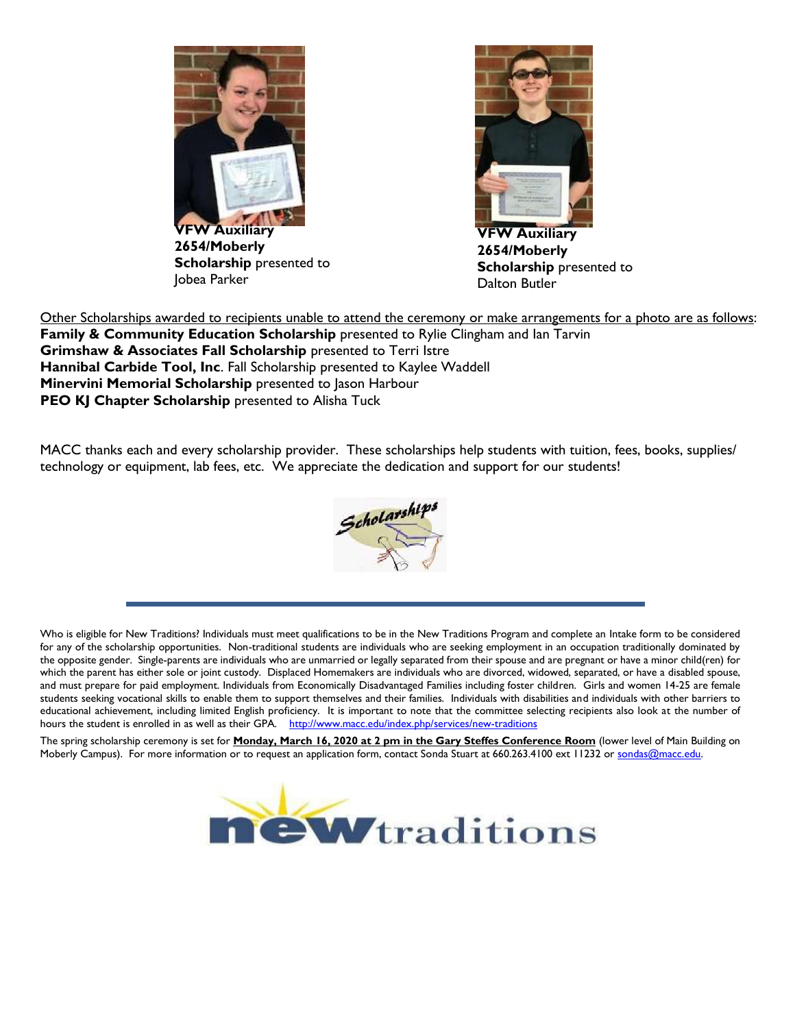**VFW Auxiliary 2654/Moberly Scholarship** presented to Jobea Parker

**VFW Auxiliary 2654/Moberly Scholarship** presented to Dalton Butler

Other Scholarships awarded to recipients unable to attend the ceremony or make arrangements for a photo are as follows:

**Family & Community Education Scholarship** presented to Rylie Clingham and Ian Tarvin
**Grimshaw & Associates Fall Scholarship** presented to Terri Istre
**Hannibal Carbide Tool, Inc**. Fall Scholarship presented to Kaylee Waddell
**Minervini Memorial Scholarship** presented to Jason Harbour
**PEO KJ Chapter Scholarship** presented to Alisha Tuck

MACC thanks each and every scholarship provider. These scholarships help students with tuition, fees, books, supplies/ technology or equipment, lab fees, etc. We appreciate the dedication and support for our students!

---

Who is eligible for New Traditions? Individuals must meet qualifications to be in the New Traditions Program and complete an Intake form to be considered for any of the scholarship opportunities. Non-traditional students are individuals who are seeking employment in an occupation traditionally dominated by the opposite gender. Single-parents are individuals who are unmarried or legally separated from their spouse and are pregnant or have a minor child(ren) for which the parent has either sole or joint custody. Displaced Homemakers are individuals who are divorced, widowed, separated, or have a disabled spouse, and must prepare for paid employment. Individuals from Economically Disadvantaged Families including foster children. Girls and women 14-25 are female students seeking vocational skills to enable them to support themselves and their families. Individuals with disabilities and individuals with other barriers to educational achievement, including limited English proficiency. It is important to note that the committee selecting recipients also look at the number of hours the student is enrolled in as well as their GPA. http://www.macc.edu/index.php/services/new-traditions

The spring scholarship ceremony is set for **Monday, March 16, 2020 at 2 pm in the Gary Steffes Conference Room** (lower level of Main Building on Moberly Campus). For more information or to request an application form, contact Sonda Stuart at 660.263.4100 ext 11232 or sondas@macc.edu.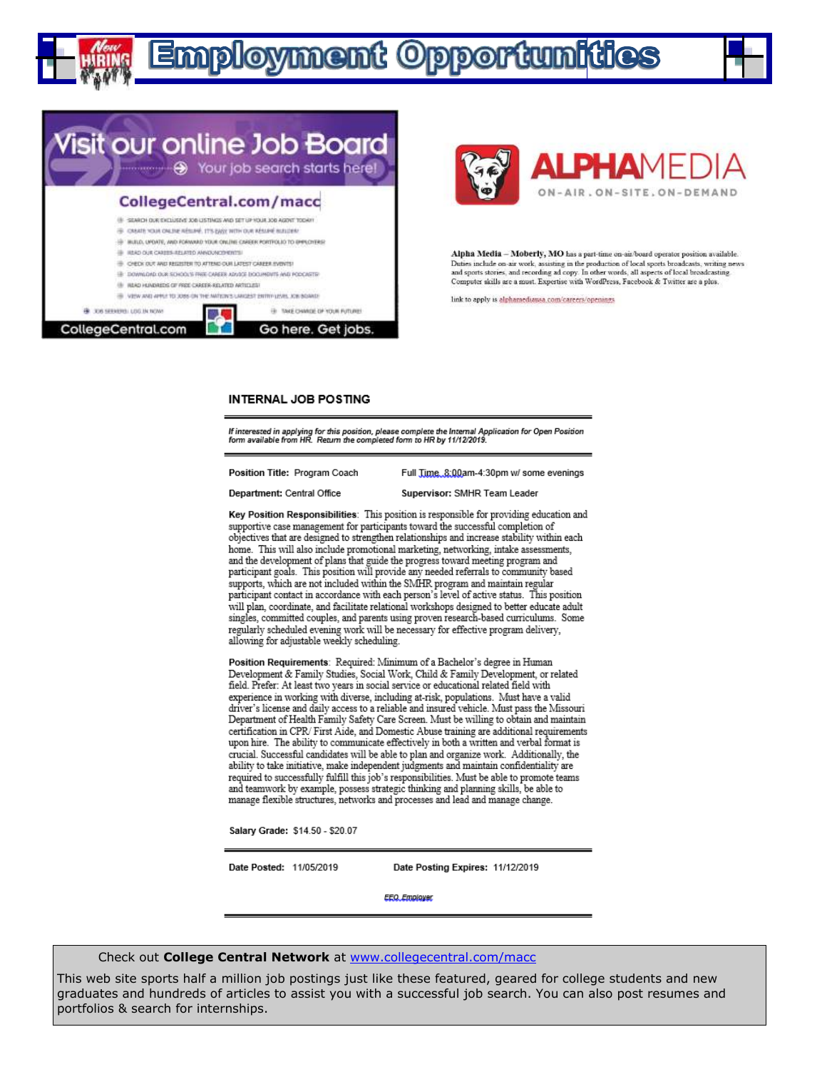# Employment Opportunities

## Visit our online Job Board

Your job search starts here!

**CollegeCentral.com/macc**

- SEARCH OUR EXCLUSIVE JOB LISTINGS AND SET UP YOUR JOB AGENT TODAY!
- CREATE YOUR ONLINE RÉSUMÉ. IT'S EASY WITH OUR RÉSUMÉ BUILDER!
- BUILD, UPDATE, AND FORWARD YOUR ONLINE CAREER PORTFOLIO TO EMPLOYERS!
- READ OUR CAREER-RELATED ANNOUNCEMENTS!
- CHECK OUT AND REGISTER TO ATTEND OUR LATEST CAREER EVENTS!
- DOWNLOAD OUR SCHOOL'S FREE CAREER ADVICE DOCUMENTS AND PODCASTS!
- READ HUNDREDS OF FREE CAREER-RELATED ARTICLES!
- VIEW AND APPLY TO JOBS ON THE NATION'S LARGEST ENTRY-LEVEL JOB BOARD!

JOB SEEKERS: LOG IN NOW! — TAKE CHARGE OF YOUR FUTURE!

CollegeCentral.com — Go here. Get jobs.

## ALPHAMEDIA

ON-AIR . ON-SITE . ON-DEMAND

**Alpha Media – Moberly, MO** has a part-time on-air/board operator position available. Duties include on-air work, assisting in the production of local sports broadcasts, writing news and sports stories, and recording ad copy. In other words, all aspects of local broadcasting. Computer skills are a must. Expertise with WordPress, Facebook & Twitter are a plus.

link to apply is alphamediausa.com/careers/openings

## INTERNAL JOB POSTING

*If interested in applying for this position, please complete the Internal Application for Open Position form available from HR. Return the completed form to HR by 11/12/2019.*

**Position Title:** Program Coach — Full Time, 8:00am-4:30pm w/ some evenings

**Department:** Central Office — **Supervisor:** SMHR Team Leader

**Key Position Responsibilities**: This position is responsible for providing education and supportive case management for participants toward the successful completion of objectives that are designed to strengthen relationships and increase stability within each home. This will also include promotional marketing, networking, intake assessments, and the development of plans that guide the progress toward meeting program and participant goals. This position will provide any needed referrals to community based supports, which are not included within the SMHR program and maintain regular participant contact in accordance with each person's level of active status. This position will plan, coordinate, and facilitate relational workshops designed to better educate adult singles, committed couples, and parents using proven research-based curriculums. Some regularly scheduled evening work will be necessary for effective program delivery, allowing for adjustable weekly scheduling.

**Position Requirements**: Required: Minimum of a Bachelor's degree in Human Development & Family Studies, Social Work, Child & Family Development, or related field. Prefer: At least two years in social service or educational related field with experience in working with diverse, including at-risk, populations. Must have a valid driver's license and daily access to a reliable and insured vehicle. Must pass the Missouri Department of Health Family Safety Care Screen. Must be willing to obtain and maintain certification in CPR/ First Aide, and Domestic Abuse training are additional requirements upon hire. The ability to communicate effectively in both a written and verbal format is crucial. Successful candidates will be able to plan and organize work. Additionally, the ability to take initiative, make independent judgments and maintain confidentiality are required to successfully fulfill this job's responsibilities. Must be able to promote teams and teamwork by example, possess strategic thinking and planning skills, be able to manage flexible structures, networks and processes and lead and manage change.

**Salary Grade:** $14.50 - $20.07

**Date Posted:** 11/05/2019 — **Date Posting Expires:** 11/12/2019

EEO Employer

Check out **College Central Network** at www.collegecentral.com/macc

This web site sports half a million job postings just like these featured, geared for college students and new graduates and hundreds of articles to assist you with a successful job search. You can also post resumes and portfolios & search for internships.